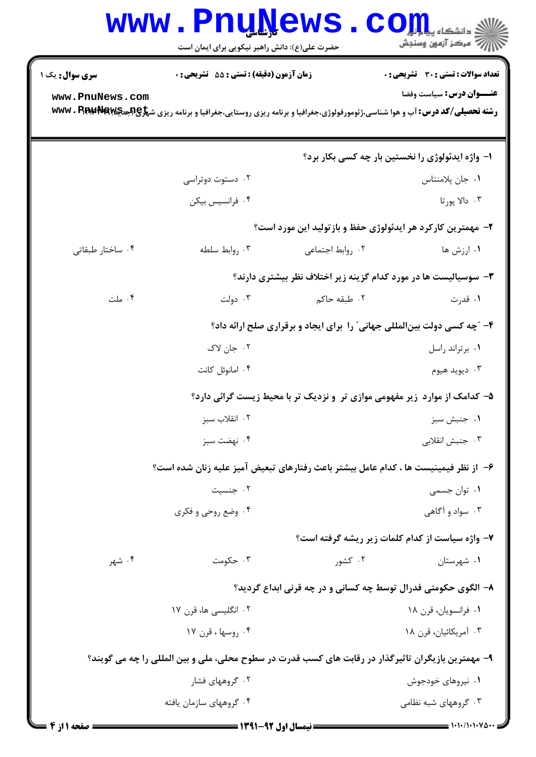**سری سوال:** یک ۱

**زمان آزمون (دقیقه) : تستی : ۵۵  تشریحی : ۰**

**تعداد سوالات : تستی : ۳۰  تشریحی : ۰**

**عنـــوان درس:** سیاست وفضا

**رشته تحصیلی/کد درس:** آب و هوا شناسی،ژئومورفولوژی،جغرافیا و برنامه ریزی روستایی،جغرافیا و برنامه ریزی شهری (جدید) ۱۲۱۶۳۰۴

۱- واژه ایدئولوژی را نخستین بار چه کسی بکار برد؟

۱. جان پلامنتاس
۲. دستوت دوتراسی
۳. دالا پورتا
۴. فرانسیس بیکن

۲- مهمترین کارکرد هر ایدئولوژی حفظ و بازتولید این مورد است؟

۱. ارزش ها
۲. روابط اجتماعی
۳. روابط سلطه
۴. ساختار طبقاتی

۳- سوسیالیست ها در مورد کدام گزینه زیر اختلاف نظر بیشتری دارند؟

۱. قدرت
۲. طبقه حاکم
۳. دولت
۴. ملت

۴- "چه کسی دولت بین‌المللی جهانی" را برای ایجاد و برقراری صلح ارائه داد؟

۱. برتراند راسل
۲. جان لاک
۳. دیوید هیوم
۴. امانوئل کانت

۵- کدامک از موارد زیر مفهومی موازی تر و نزدیک تر با محیط زیست گرائی دارد؟

۱. جنبش سبز
۲. انقلاب سبز
۳. جنبش انقلابی
۴. نهضت سبز

۶- از نظر فیمینیست ها ، کدام عامل بیشتر باعث رفتارهای تبعیض آمیز علیه زنان شده است؟

۱. توان جسمی
۲. جنسیت
۳. سواد و آگاهی
۴. وضع روحی و فکری

۷- واژه سیاست از کدام کلمات زیر ریشه گرفته است؟

۱. شهرستان
۲. کشور
۳. حکومت
۴. شهر

۸- الگوی حکومتی فدرال توسط چه کسانی و در چه قرنی ابداع گردید؟

۱. فرانسویان، قرن ۱۸
۲. انگلیسی ها، قرن ۱۷
۳. آمریکائیان، قرن ۱۸
۴. روسها ، قرن ۱۷

۹- مهمترین بازیگران تاثیرگذار در رقابت های کسب قدرت در سطوح محلی، ملی و بین المللی را چه می گویند؟

۱. نیروهای خودجوش
۲. گروههای فشار
۳. گروههای شبه نظامی
۴. گروههای سازمان یافته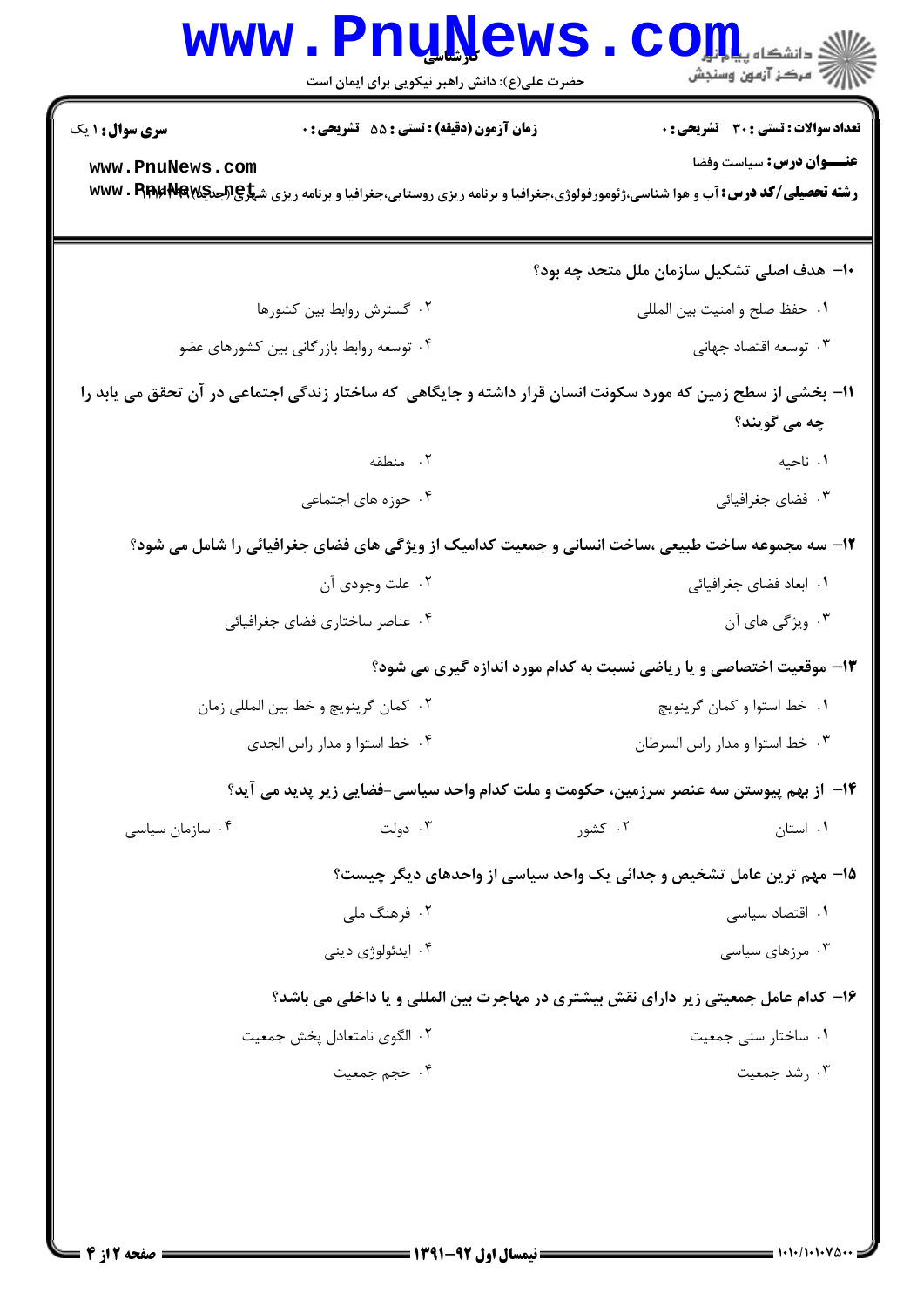۱۰- هدف اصلی تشکیل سازمان ملل متحد چه بود؟

۱. حفظ صلح و امنیت بین المللی
۲. گسترش روابط بین کشورها
۳. توسعه اقتصاد جهانی
۴. توسعه روابط بازرگانی بین کشورهای عضو

۱۱- بخشی از سطح زمین که مورد سکونت انسان قرار داشته و جایگاهی که ساختار زندگی اجتماعی در آن تحقق می یابد را چه می گویند؟

۱. ناحیه
۲. منطقه
۳. فضای جغرافیائی
۴. حوزه های اجتماعی

۱۲- سه مجموعه ساخت طبیعی ،ساخت انسانی و جمعیت کدامیک از ویژگی های فضای جغرافیائی را شامل می شود؟

۱. ابعاد فضای جغرافیائی
۲. علت وجودی آن
۳. ویژگی های آن
۴. عناصر ساختاری فضای جغرافیائی

۱۳- موقعیت اختصاصی و یا ریاضی نسبت به کدام مورد اندازه گیری می شود؟

۱. خط استوا و کمان گرینویچ
۲. کمان گرینویچ و خط بین المللی زمان
۳. خط استوا و مدار راس السرطان
۴. خط استوا و مدار راس الجدی

۱۴- از بهم پیوستن سه عنصر سرزمین، حکومت و ملت کدام واحد سیاسی-فضایی زیر پدید می آید؟

۱. استان
۲. کشور
۳. دولت
۴. سازمان سیاسی

۱۵- مهم ترین عامل تشخیص و جدائی یک واحد سیاسی از واحدهای دیگر چیست؟

۱. اقتصاد سیاسی
۲. فرهنگ ملی
۳. مرزهای سیاسی
۴. ایدئولوژی دینی

۱۶- کدام عامل جمعیتی زیر دارای نقش بیشتری در مهاجرت بین المللی و یا داخلی می باشد؟

۱. ساختار سنی جمعیت
۲. الگوی نامتعادل پخش جمعیت
۳. رشد جمعیت
۴. حجم جمعیت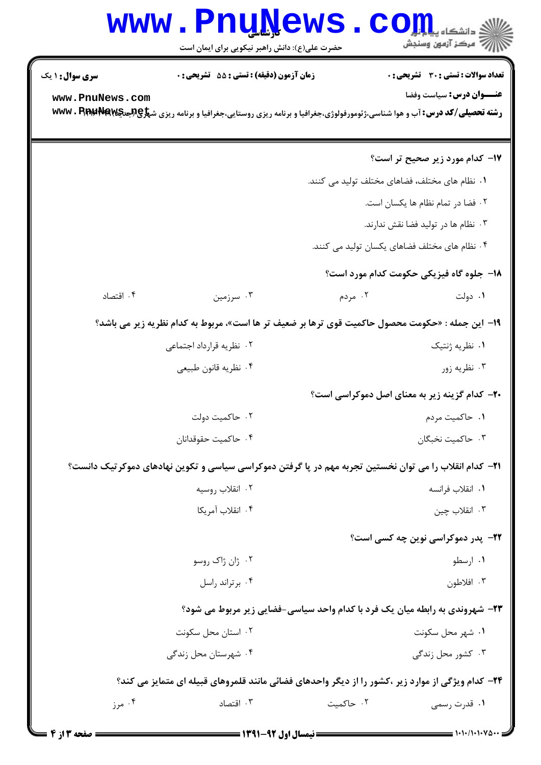**سری سوال:** ۱ یک

**زمان آزمون (دقیقه) : تستی : ۵۵ تشریحی : ۰**

**تعداد سوالات : تستی : ۳۰ تشریحی : ۰**

**عنـــوان درس:** سیاست وفضا

**رشته تحصیلی/کد درس:** آب و هوا شناسی،ژئومورفولوژی،جغرافیا و برنامه ریزی روستایی،جغرافیا و برنامه ریزی شهری(جدید) ۱۲۱۶۰۹۴

**۱۷- کدام مورد زیر صحیح تر است؟**

۱. نظام های مختلف، فضاهای مختلف تولید می کنند.

۲. فضا در تمام نظام ها یکسان است.

۳. نظام ها در تولید فضا نقش ندارند.

۴. نظام های مختلف فضاهای یکسان تولید می کنند.

**۱۸- جلوه گاه فیزیکی حکومت کدام مورد است؟**

۱. دولت

۲. مردم

۳. سرزمین

۴. اقتصاد

**۱۹- این جمله : «حکومت محصول حاکمیت قوی ترها بر ضعیف تر ها است»، مربوط به کدام نظریه زیر می باشد؟**

۱. نظریه ژنتیک

۲. نظریه قرارداد اجتماعی

۳. نظریه زور

۴. نظریه قانون طبیعی

**۲۰- کدام گزینه زیر به معنای اصل دموکراسی است؟**

۱. حاکمیت مردم

۲. حاکمیت دولت

۳. حاکمیت نخبگان

۴. حاکمیت حقوقدانان

**۲۱- کدام انقلاب را می توان نخستین تجربه مهم در پا گرفتن دموکراسی سیاسی و تکوین نهادهای دموکرتیک دانست؟**

۱. انقلاب فرانسه

۲. انقلاب روسیه

۳. انقلاب چین

۴. انقلاب آمریکا

**۲۲- پدر دموکراسی نوین چه کسی است؟**

۱. ارسطو

۲. ژان ژاک روسو

۳. افلاطون

۴. برتراند راسل

**۲۳- شهروندی به رابطه میان یک فرد با کدام واحد سیاسی-فضایی زیر مربوط می شود؟**

۱. شهر محل سکونت

۲. استان محل سکونت

۳. کشور محل زندگی

۴. شهرستان محل زندگی

**۲۴- کدام ویژگی از موارد زیر ،کشور را از دیگر واحدهای فضائی مانند قلمروهای قبیله ای متمایز می کند؟**

۱. قدرت رسمی

۲. حاکمیت

۳. اقتصاد

۴. مرز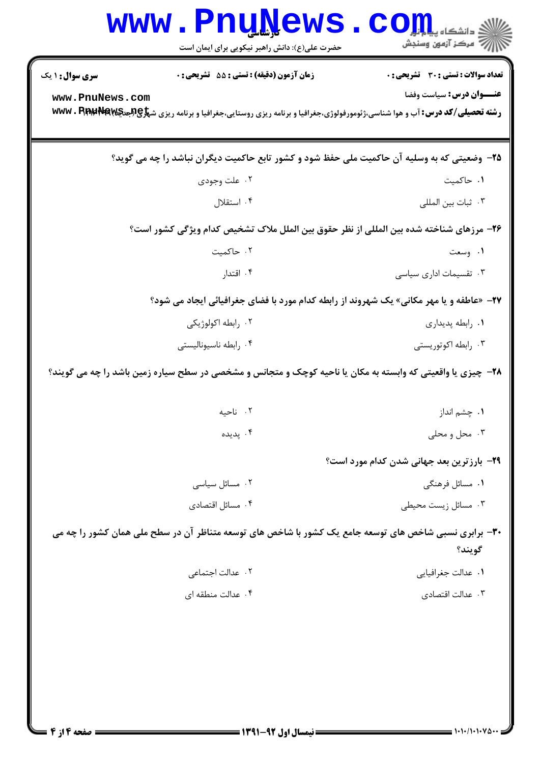**سری سوال:** ۱ یک

**زمان آزمون (دقیقه) : تستی :** ۵۵ **تشریحی :** ۰

**تعداد سوالات : تستی :** ۳۰ **تشریحی :** ۰

**عنـــوان درس:** سیاست وفضا

**رشته تحصیلی/کد درس:** آب و هوا شناسی،ژئومورفولوژی،جغرافیا و برنامه ریزی روستایی،جغرافیا و برنامه ریزی شهری(جدید) ۱۲۱۶۰۴۹

۲۵- وضعیتی که به وسلیه آن حاکمیت ملی حفظ شود و کشور تابع حاکمیت دیگران نباشد را چه می گوید؟

۱. حاکمیت

۲. علت وجودی

۳. ثبات بین المللی

۴. استقلال

۲۶- مرزهای شناخته شده بین المللی از نظر حقوق بین الملل ملاک تشخیص کدام ویژگی کشور است؟

۱. وسعت

۲. حاکمیت

۳. تقسیمات اداری سیاسی

۴. اقتدار

۲۷- «عاطفه و یا مهر مکانی» یک شهروند از رابطه کدام مورد با فضای جغرافیائی ایجاد می شود؟

۱. رابطه پدیداری

۲. رابطه اکولوژیکی

۳. رابطه اکوتوریستی

۴. رابطه ناسیونالیستی

۲۸- چیزی یا واقعیتی که وابسته به مکان یا ناحیه کوچک و متجانس و مشخصی در سطح سیاره زمین باشد را چه می گویند؟

۱. چشم انداز

۲. ناحیه

۳. محل و محلی

۴. پدیده

۲۹- بارزترین بعد جهانی شدن کدام مورد است؟

۱. مسائل فرهنگی

۲. مسائل سیاسی

۳. مسائل زیست محیطی

۴. مسائل اقتصادی

۳۰- برابری نسبی شاخص های توسعه جامع یک کشور با شاخص های توسعه متناظر آن در سطح ملی همان کشور را چه می گویند؟

۱. عدالت جغرافیایی

۲. عدالت اجتماعی

۳. عدالت اقتصادی

۴. عدالت منطقه ای